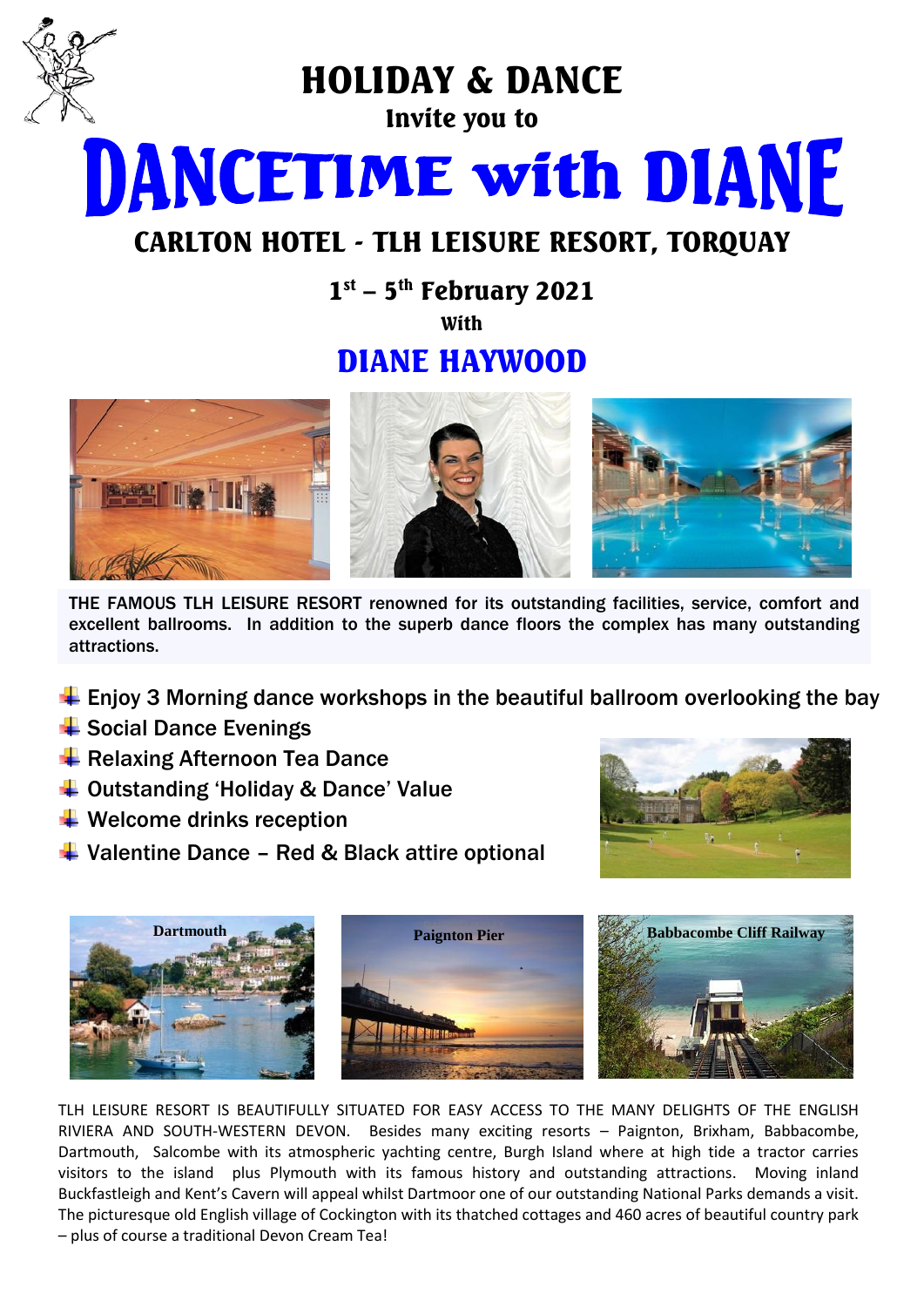# HOLIDAY & DANCE

Invite you to

# DANCETIME with DIANE

## CARLTON HOTEL - TLH LEISURE RESORT, TORQUAY

**1st – 5th February 2021**

With

## DIANE HAYWOOD

THE FAMOUS TLH LEISURE RESORT renowned for its outstanding facilities, service, comfort and excellent ballrooms. In addition to the superb dance floors the complex has many outstanding attractions.

- Enjoy 3 Morning dance workshops in the beautiful ballroom overlooking the bay
- Social Dance Evenings
- Relaxing Afternoon Tea Dance
- Outstanding 'Holiday & Dance' Value
- Welcome drinks reception
- Valentine Dance – Red & Black attire optional

Dartmouth

Paignton Pier

Babbacombe Cliff Railway

TLH LEISURE RESORT IS BEAUTIFULLY SITUATED FOR EASY ACCESS TO THE MANY DELIGHTS OF THE ENGLISH RIVIERA AND SOUTH-WESTERN DEVON. Besides many exciting resorts – Paignton, Brixham, Babbacombe, Dartmouth, Salcombe with its atmospheric yachting centre, Burgh Island where at high tide a tractor carries visitors to the island plus Plymouth with its famous history and outstanding attractions. Moving inland Buckfastleigh and Kent's Cavern will appeal whilst Dartmoor one of our outstanding National Parks demands a visit. The picturesque old English village of Cockington with its thatched cottages and 460 acres of beautiful country park – plus of course a traditional Devon Cream Tea!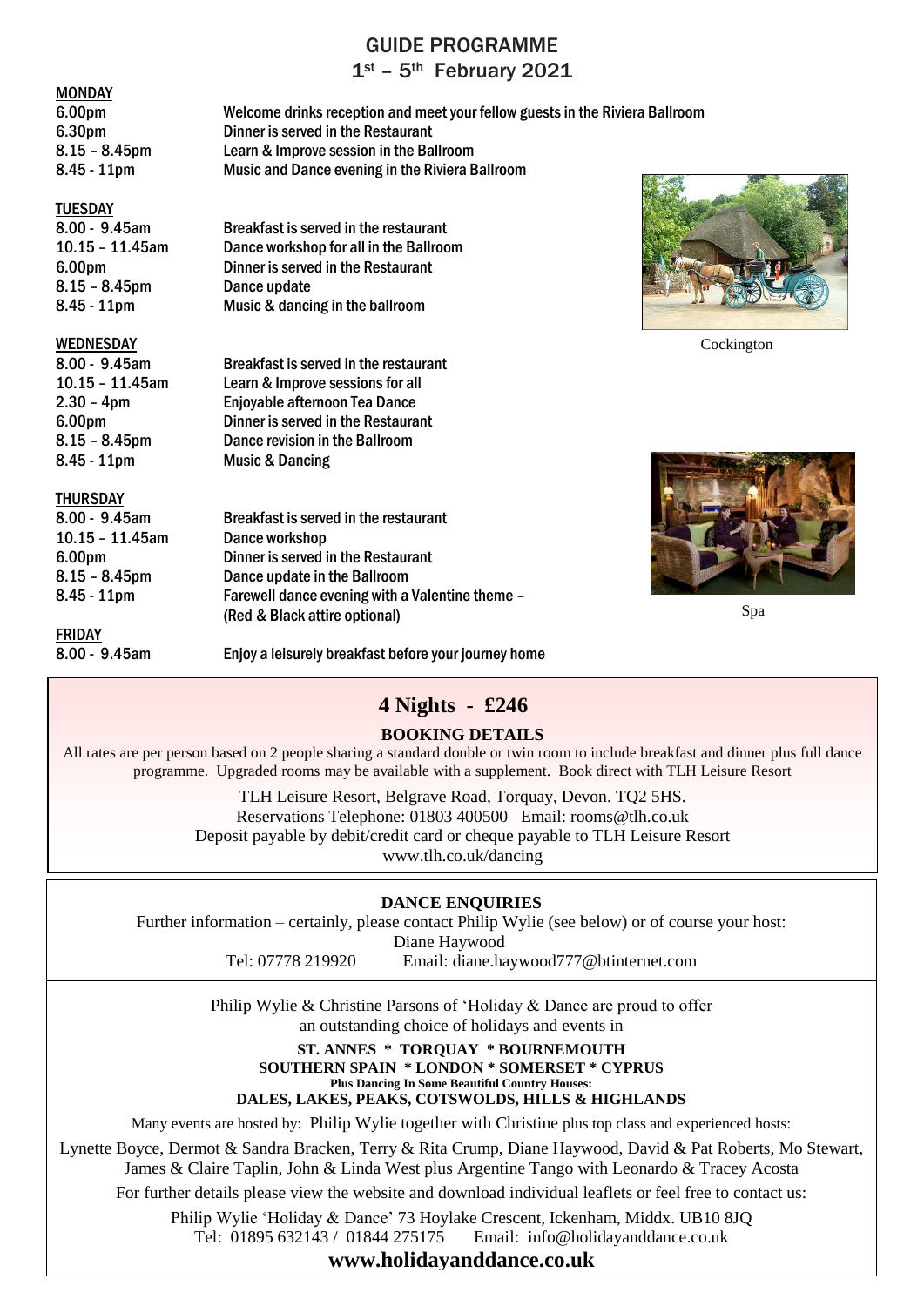# GUIDE PROGRAMME

## 1st – 5th February 2021

**MONDAY**

| | |
|---|---|
| 6.00pm | Welcome drinks reception and meet your fellow guests in the Riviera Ballroom |
| 6.30pm | Dinner is served in the Restaurant |
| 8.15 – 8.45pm | Learn & Improve session in the Ballroom |
| 8.45 - 11pm | Music and Dance evening in the Riviera Ballroom |

**TUESDAY**

| | |
|---|---|
| 8.00 - 9.45am | Breakfast is served in the restaurant |
| 10.15 – 11.45am | Dance workshop for all in the Ballroom |
| 6.00pm | Dinner is served in the Restaurant |
| 8.15 – 8.45pm | Dance update |
| 8.45 - 11pm | Music & dancing in the ballroom |

**WEDNESDAY**

| | |
|---|---|
| 8.00 - 9.45am | Breakfast is served in the restaurant |
| 10.15 – 11.45am | Learn & Improve sessions for all |
| 2.30 – 4pm | Enjoyable afternoon Tea Dance |
| 6.00pm | Dinner is served in the Restaurant |
| 8.15 – 8.45pm | Dance revision in the Ballroom |
| 8.45 - 11pm | Music & Dancing |

**THURSDAY**

| | |
|---|---|
| 8.00 - 9.45am | Breakfast is served in the restaurant |
| 10.15 – 11.45am | Dance workshop |
| 6.00pm | Dinner is served in the Restaurant |
| 8.15 – 8.45pm | Dance update in the Ballroom |
| 8.45 - 11pm | Farewell dance evening with a Valentine theme – (Red & Black attire optional) |

**FRIDAY**

| | |
|---|---|
| 8.00 - 9.45am | Enjoy a leisurely breakfast before your journey home |

Cockington

Spa

## 4 Nights - £246

**BOOKING DETAILS**

All rates are per person based on 2 people sharing a standard double or twin room to include breakfast and dinner plus full dance programme. Upgraded rooms may be available with a supplement. Book direct with TLH Leisure Resort

TLH Leisure Resort, Belgrave Road, Torquay, Devon. TQ2 5HS.
Reservations Telephone: 01803 400500 Email: rooms@tlh.co.uk
Deposit payable by debit/credit card or cheque payable to TLH Leisure Resort
www.tlh.co.uk/dancing

**DANCE ENQUIRIES**

Further information – certainly, please contact Philip Wylie (see below) or of course your host:
Diane Haywood
Tel: 07778 219920 Email: diane.haywood777@btinternet.com

Philip Wylie & Christine Parsons of 'Holiday & Dance are proud to offer an outstanding choice of holidays and events in

**ST. ANNES * TORQUAY * BOURNEMOUTH**
**SOUTHERN SPAIN * LONDON * SOMERSET * CYPRUS**
**Plus Dancing In Some Beautiful Country Houses:**
**DALES, LAKES, PEAKS, COTSWOLDS, HILLS & HIGHLANDS**

Many events are hosted by: Philip Wylie together with Christine plus top class and experienced hosts:

Lynette Boyce, Dermot & Sandra Bracken, Terry & Rita Crump, Diane Haywood, David & Pat Roberts, Mo Stewart, James & Claire Taplin, John & Linda West plus Argentine Tango with Leonardo & Tracey Acosta

For further details please view the website and download individual leaflets or feel free to contact us:

Philip Wylie 'Holiday & Dance' 73 Hoylake Crescent, Ickenham, Middx. UB10 8JQ
Tel: 01895 632143 / 01844 275175 Email: info@holidayanddance.co.uk

**www.holidayanddance.co.uk**